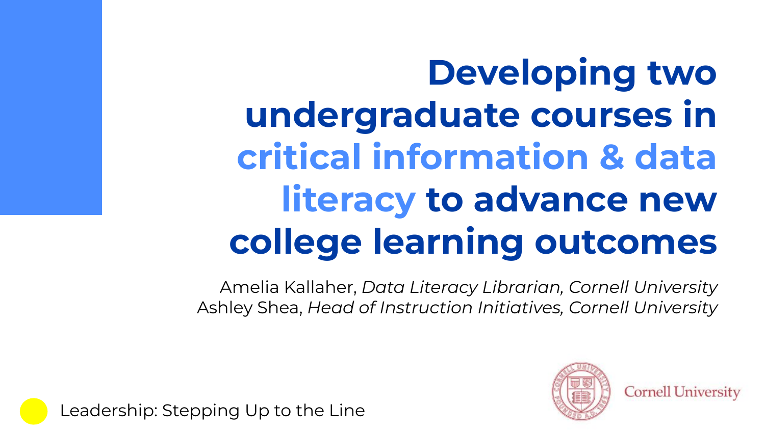# Developing two undergraduate courses in critical information & data literacy to advance new college learning outcomes

Amelia Kallaher, *Data Literacy Librarian, Cornell University*
Ashley Shea, *Head of Instruction Initiatives, Cornell University*

Cornell University

Leadership: Stepping Up to the Line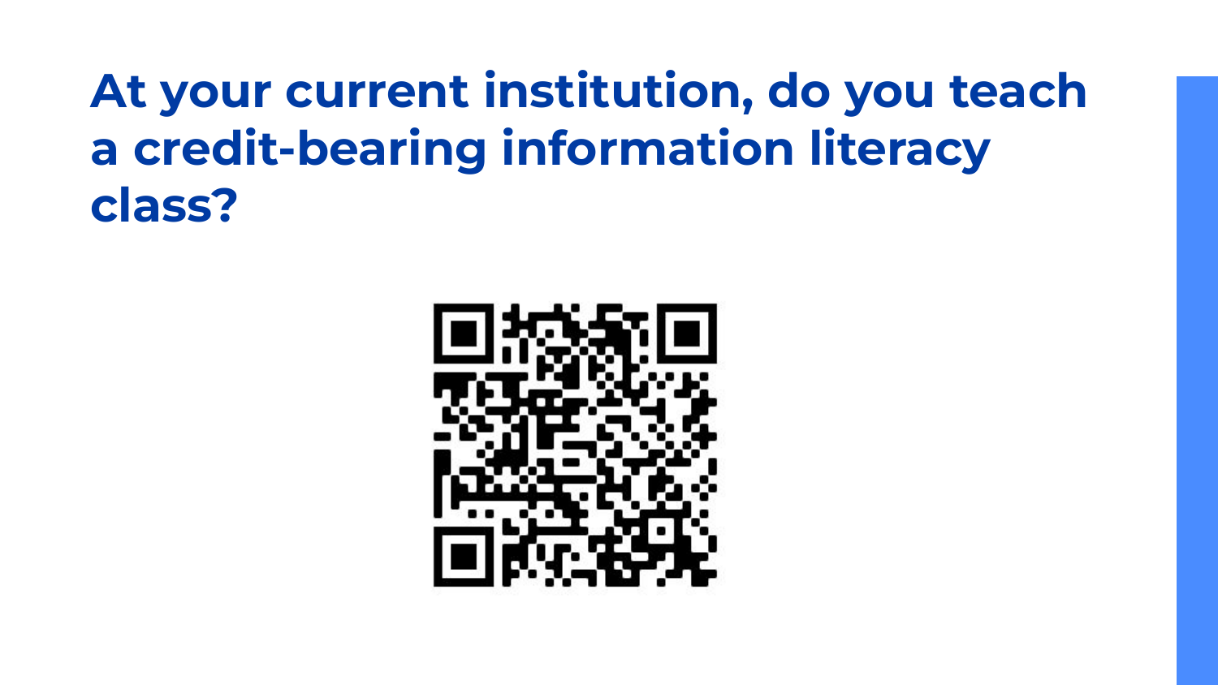# At your current institution, do you teach a credit-bearing information literacy class?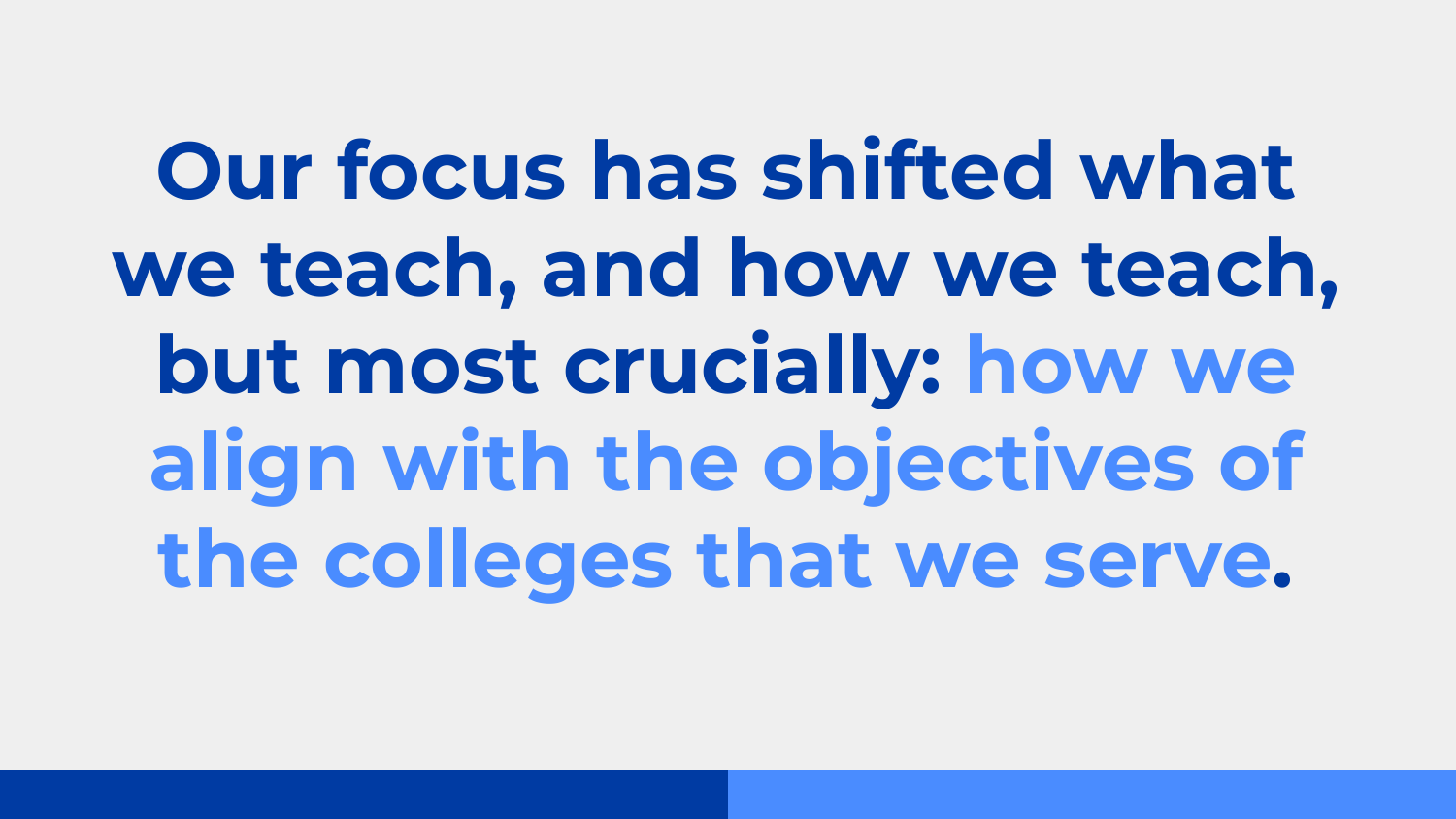**Our focus has shifted what we teach, and how we teach, but most crucially: how we align with the objectives of the colleges that we serve.**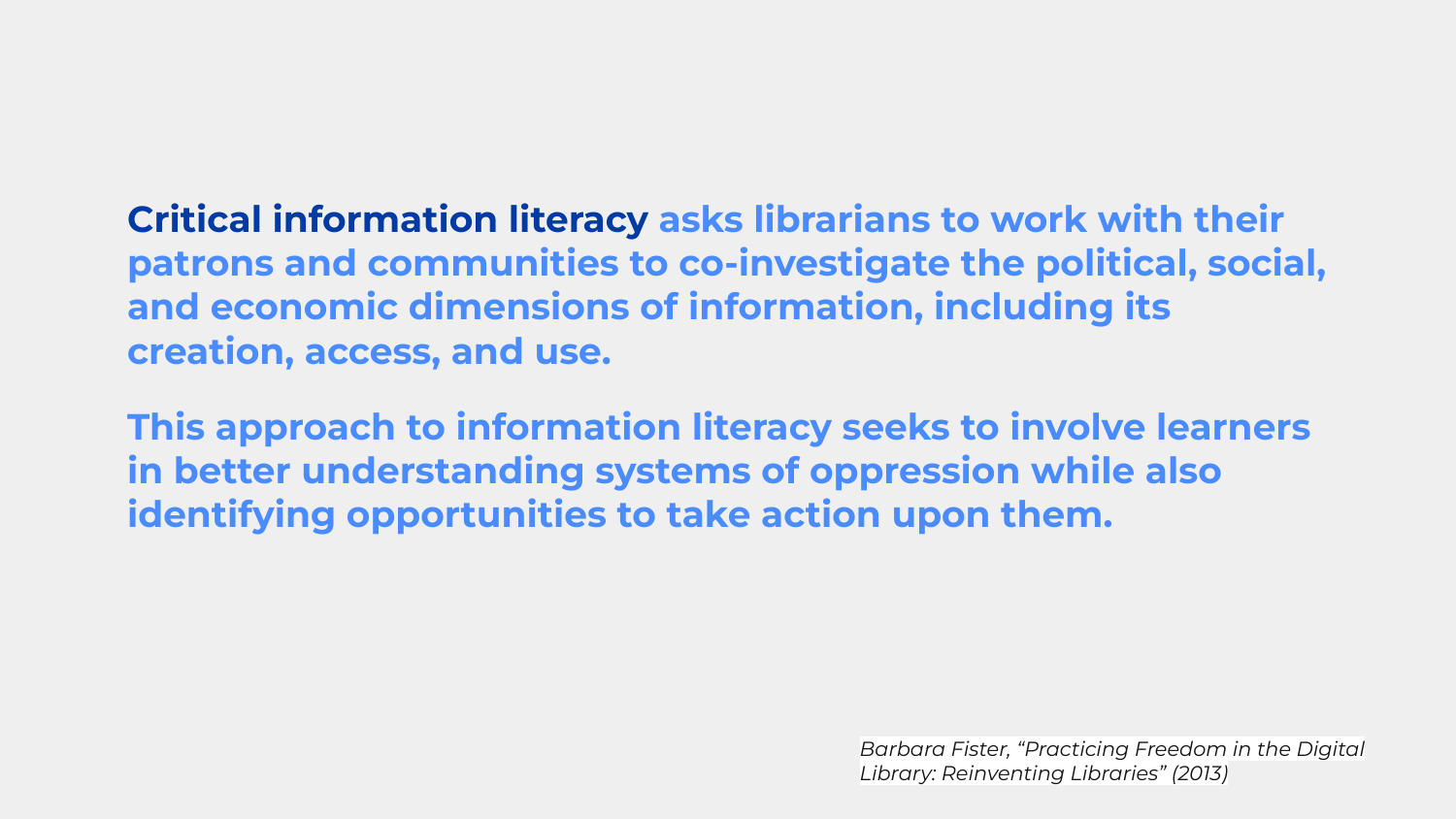**Critical information literacy** asks librarians to work with their patrons and communities to co-investigate the political, social, and economic dimensions of information, including its creation, access, and use.

This approach to information literacy seeks to involve learners in better understanding systems of oppression while also identifying opportunities to take action upon them.

*Barbara Fister, "Practicing Freedom in the Digital Library: Reinventing Libraries" (2013)*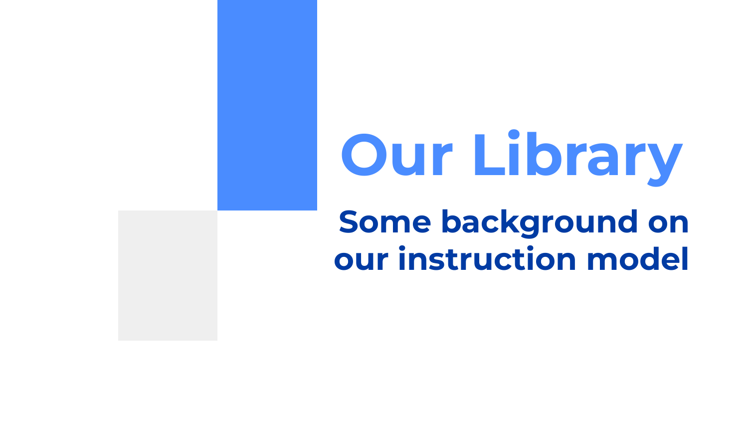# Our Library

## Some background on our instruction model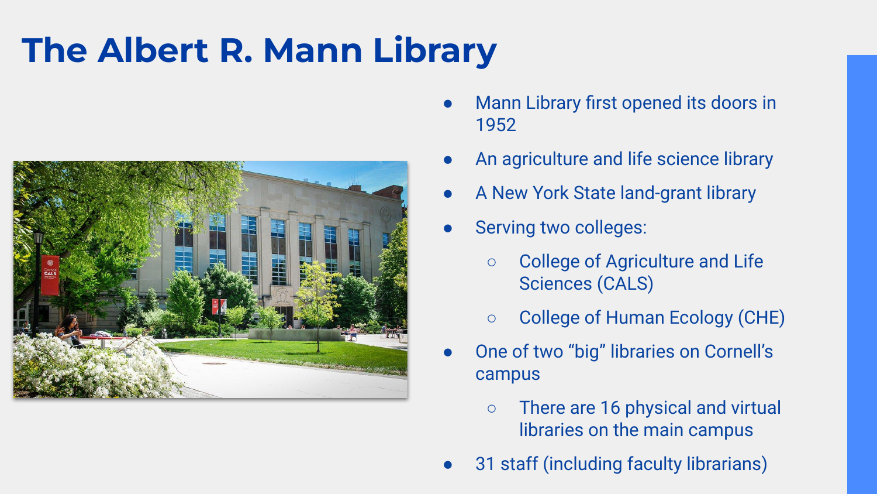# The Albert R. Mann Library

- Mann Library first opened its doors in 1952
- An agriculture and life science library
- A New York State land-grant library
- Serving two colleges:
  - College of Agriculture and Life Sciences (CALS)
  - College of Human Ecology (CHE)
- One of two "big" libraries on Cornell's campus
  - There are 16 physical and virtual libraries on the main campus
- 31 staff (including faculty librarians)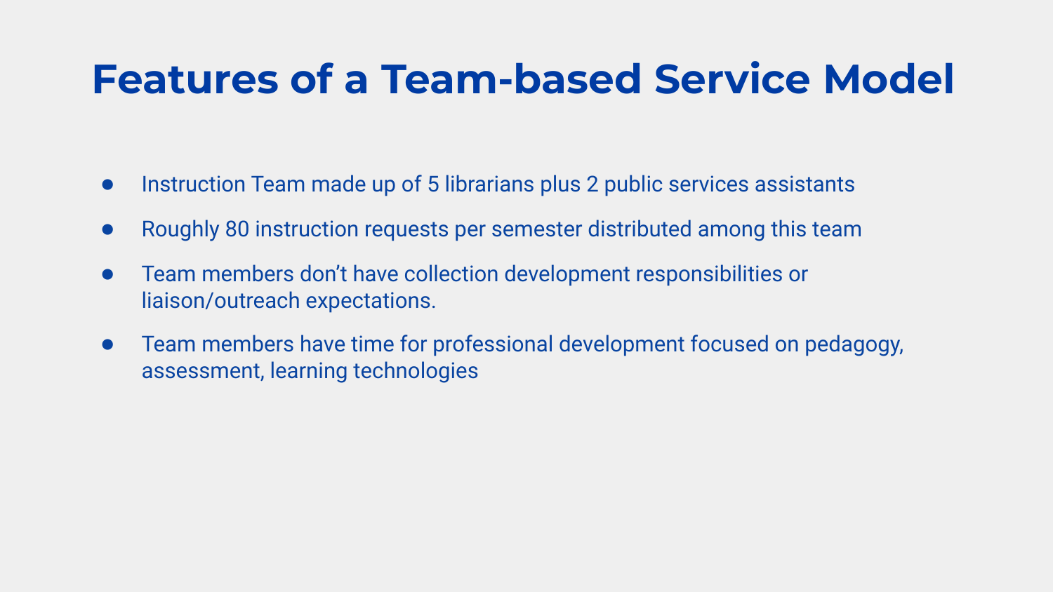# Features of a Team-based Service Model

- Instruction Team made up of 5 librarians plus 2 public services assistants
- Roughly 80 instruction requests per semester distributed among this team
- Team members don't have collection development responsibilities or liaison/outreach expectations.
- Team members have time for professional development focused on pedagogy, assessment, learning technologies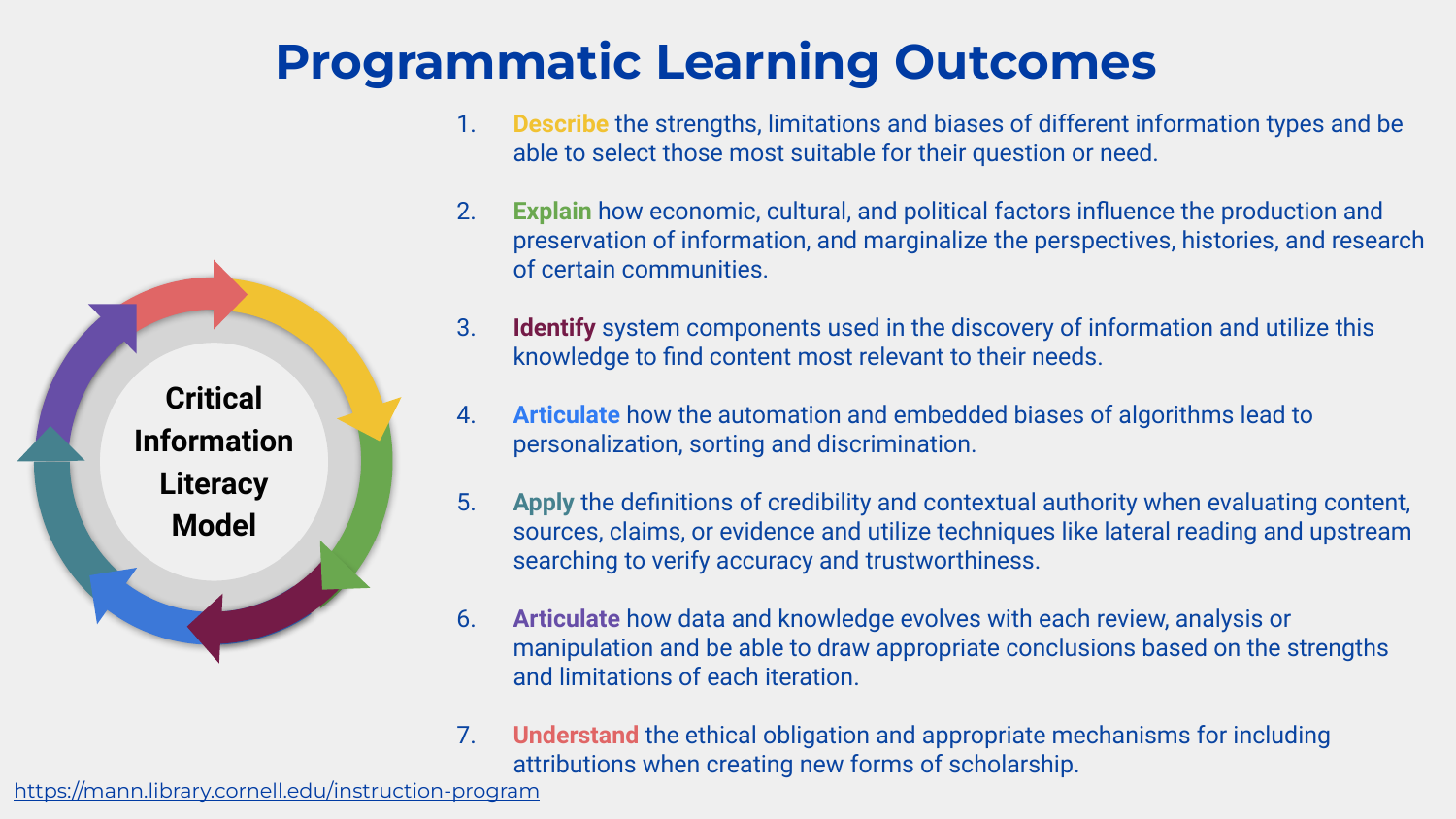# Programmatic Learning Outcomes

Critical Information Literacy Model

1. **Describe** the strengths, limitations and biases of different information types and be able to select those most suitable for their question or need.
2. **Explain** how economic, cultural, and political factors influence the production and preservation of information, and marginalize the perspectives, histories, and research of certain communities.
3. **Identify** system components used in the discovery of information and utilize this knowledge to find content most relevant to their needs.
4. **Articulate** how the automation and embedded biases of algorithms lead to personalization, sorting and discrimination.
5. **Apply** the definitions of credibility and contextual authority when evaluating content, sources, claims, or evidence and utilize techniques like lateral reading and upstream searching to verify accuracy and trustworthiness.
6. **Articulate** how data and knowledge evolves with each review, analysis or manipulation and be able to draw appropriate conclusions based on the strengths and limitations of each iteration.
7. **Understand** the ethical obligation and appropriate mechanisms for including attributions when creating new forms of scholarship.

https://mann.library.cornell.edu/instruction-program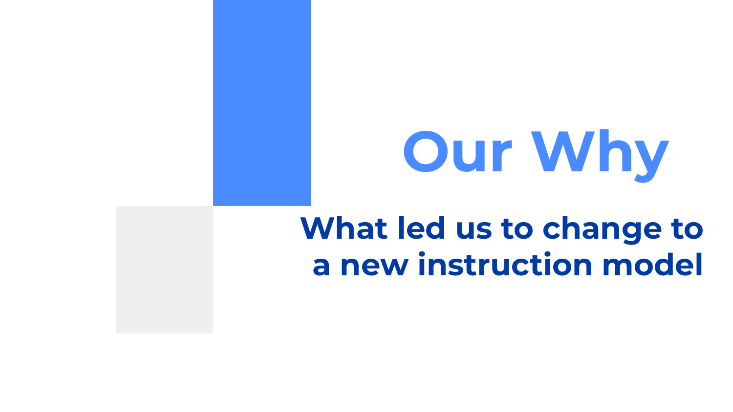# Our Why

## What led us to change to a new instruction model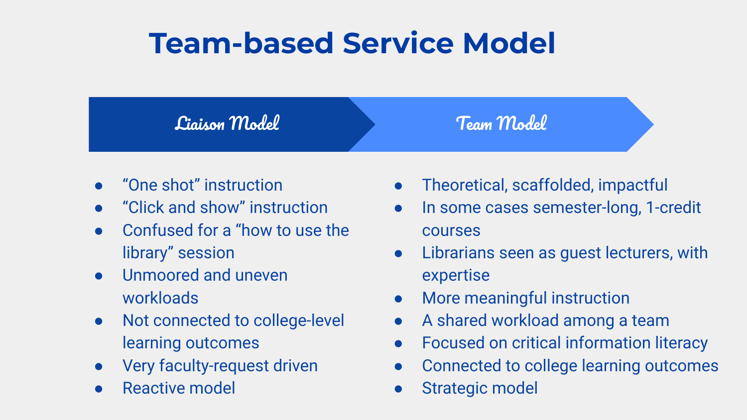# Team-based Service Model

| Liaison Model | Team Model |
| --- | --- |
| “One shot” instruction | Theoretical, scaffolded, impactful |
| “Click and show” instruction | In some cases semester-long, 1-credit courses |
| Confused for a “how to use the library” session | Librarians seen as guest lecturers, with expertise |
| Unmoored and uneven workloads | More meaningful instruction |
| Not connected to college-level learning outcomes | A shared workload among a team |
| Very faculty-request driven | Focused on critical information literacy |
| Reactive model | Connected to college learning outcomes |
| | Strategic model |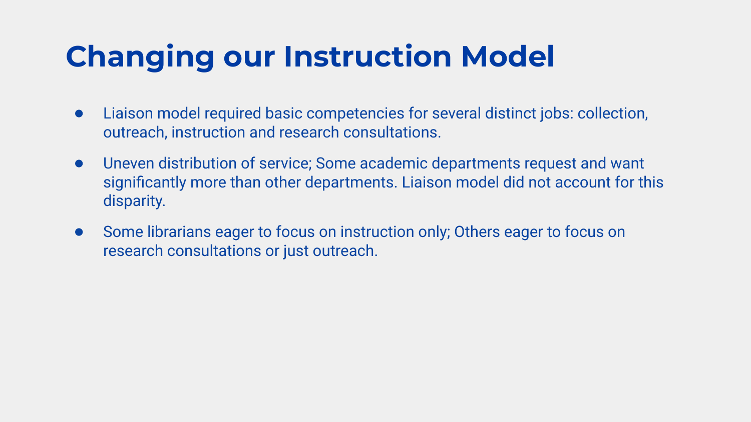# Changing our Instruction Model

- Liaison model required basic competencies for several distinct jobs: collection, outreach, instruction and research consultations.
- Uneven distribution of service; Some academic departments request and want significantly more than other departments. Liaison model did not account for this disparity.
- Some librarians eager to focus on instruction only; Others eager to focus on research consultations or just outreach.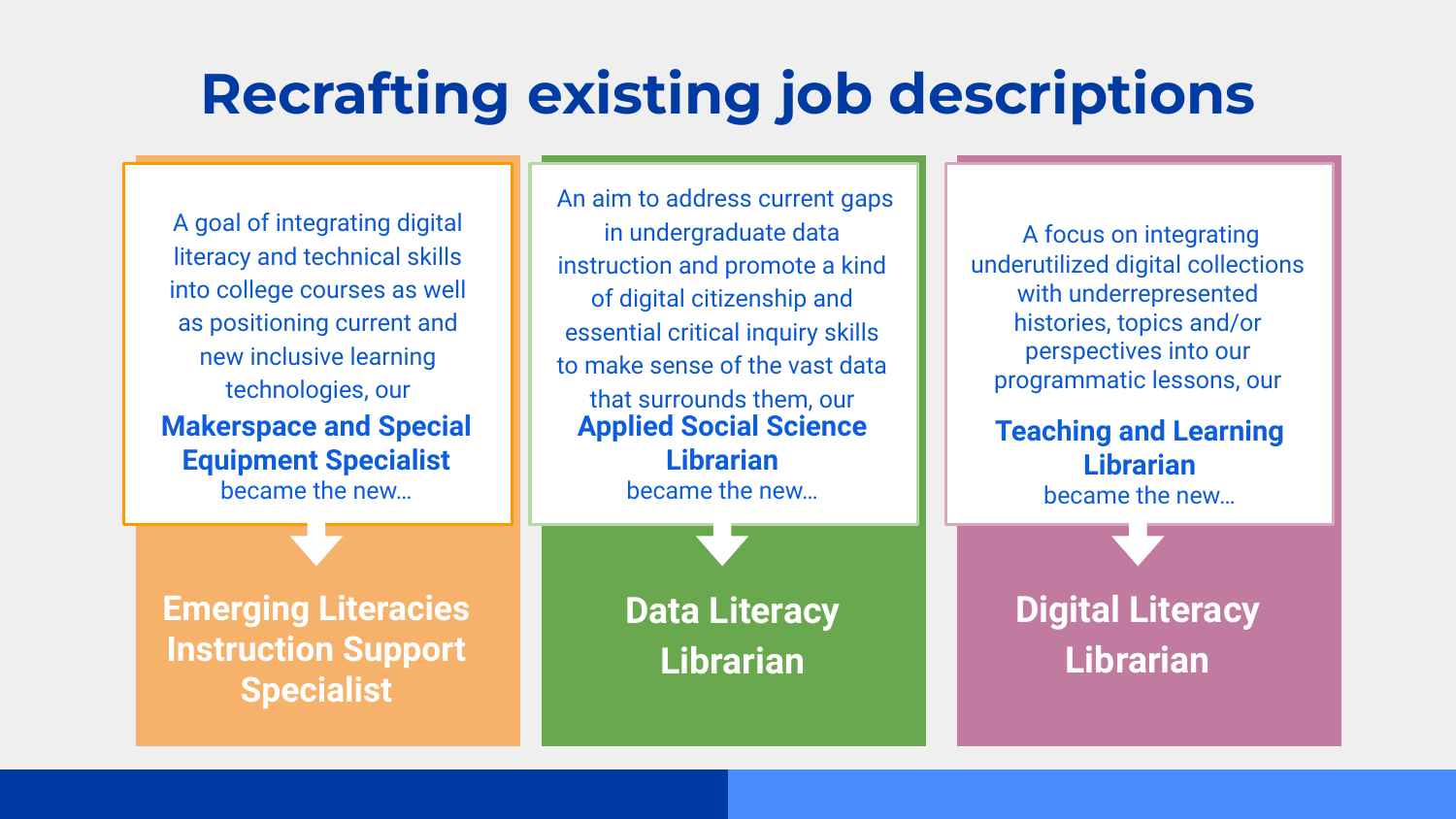# Recrafting existing job descriptions

A goal of integrating digital literacy and technical skills into college courses as well as positioning current and new inclusive learning technologies, our **Makerspace and Special Equipment Specialist** became the new…

**Emerging Literacies Instruction Support Specialist**

An aim to address current gaps in undergraduate data instruction and promote a kind of digital citizenship and essential critical inquiry skills to make sense of the vast data that surrounds them, our **Applied Social Science Librarian** became the new…

**Data Literacy Librarian**

A focus on integrating underutilized digital collections with underrepresented histories, topics and/or perspectives into our programmatic lessons, our **Teaching and Learning Librarian** became the new…

**Digital Literacy Librarian**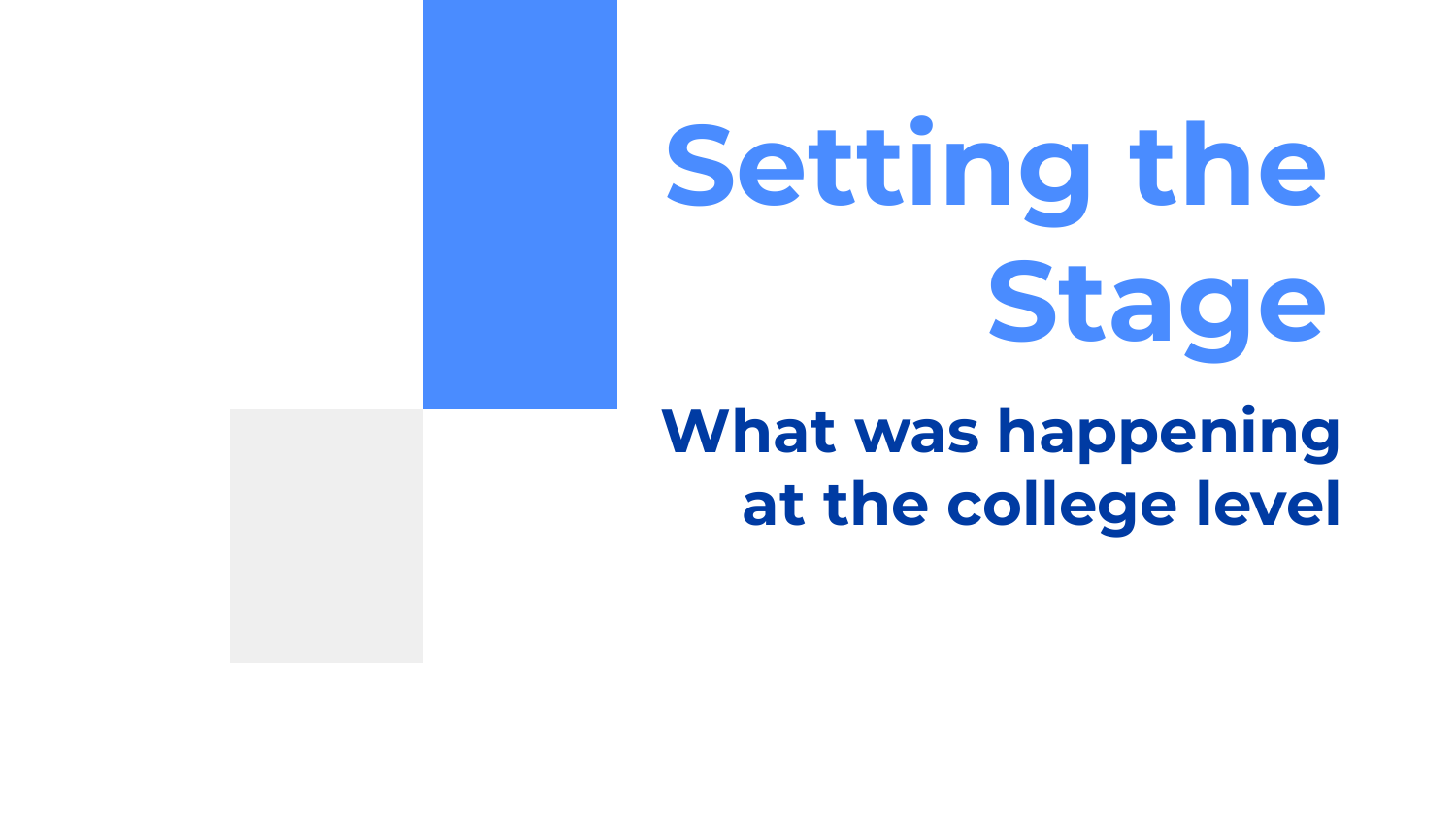# Setting the Stage

## What was happening at the college level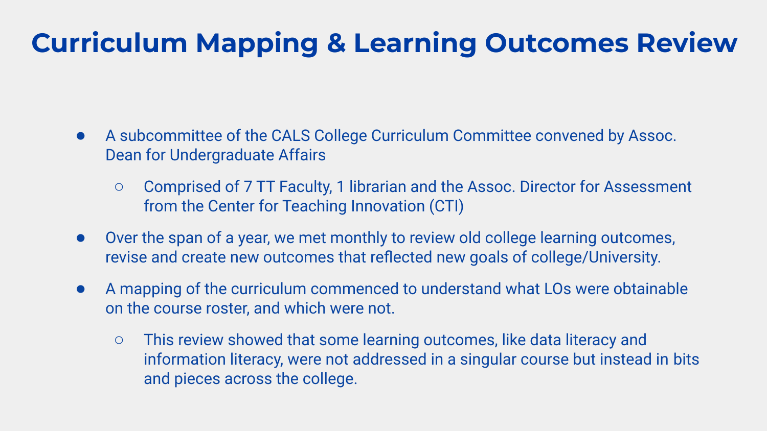# Curriculum Mapping & Learning Outcomes Review

- A subcommittee of the CALS College Curriculum Committee convened by Assoc. Dean for Undergraduate Affairs
  - Comprised of 7 TT Faculty, 1 librarian and the Assoc. Director for Assessment from the Center for Teaching Innovation (CTI)
- Over the span of a year, we met monthly to review old college learning outcomes, revise and create new outcomes that reflected new goals of college/University.
- A mapping of the curriculum commenced to understand what LOs were obtainable on the course roster, and which were not.
  - This review showed that some learning outcomes, like data literacy and information literacy, were not addressed in a singular course but instead in bits and pieces across the college.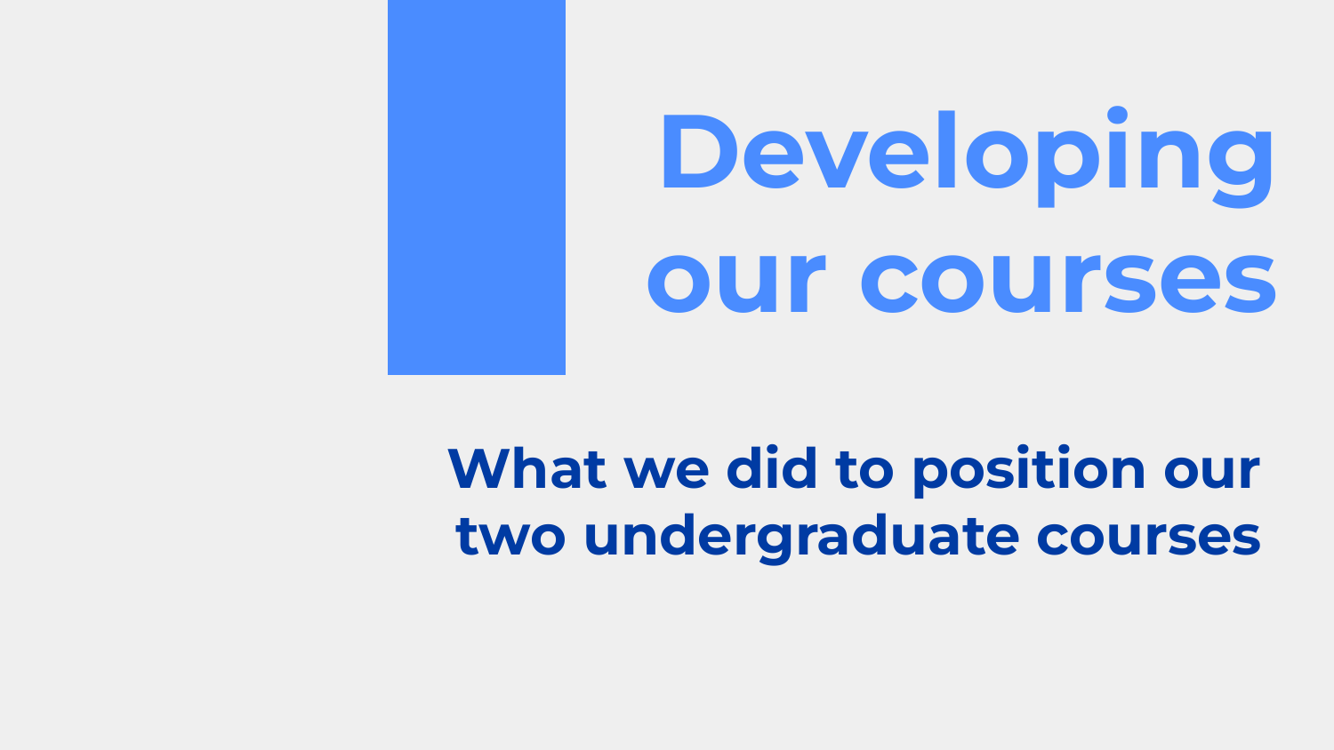# Developing our courses

## What we did to position our two undergraduate courses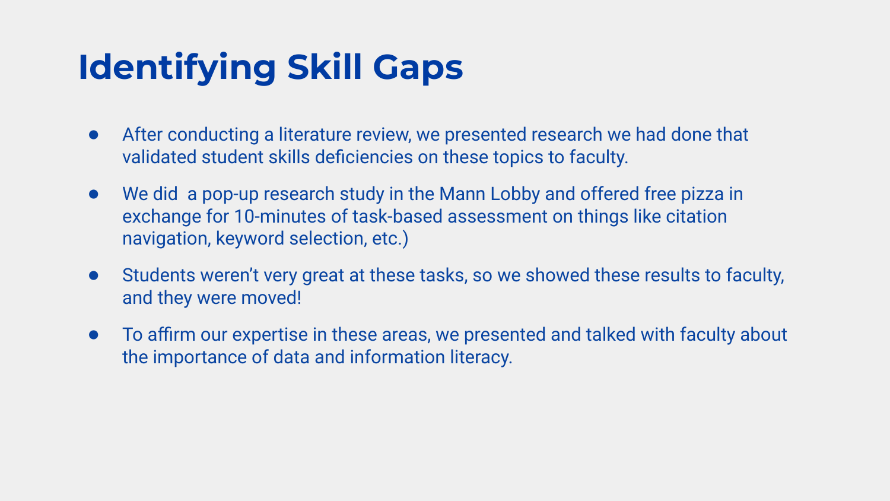# Identifying Skill Gaps

- After conducting a literature review, we presented research we had done that validated student skills deficiencies on these topics to faculty.
- We did  a pop-up research study in the Mann Lobby and offered free pizza in exchange for 10-minutes of task-based assessment on things like citation navigation, keyword selection, etc.)
- Students weren't very great at these tasks, so we showed these results to faculty, and they were moved!
- To affirm our expertise in these areas, we presented and talked with faculty about the importance of data and information literacy.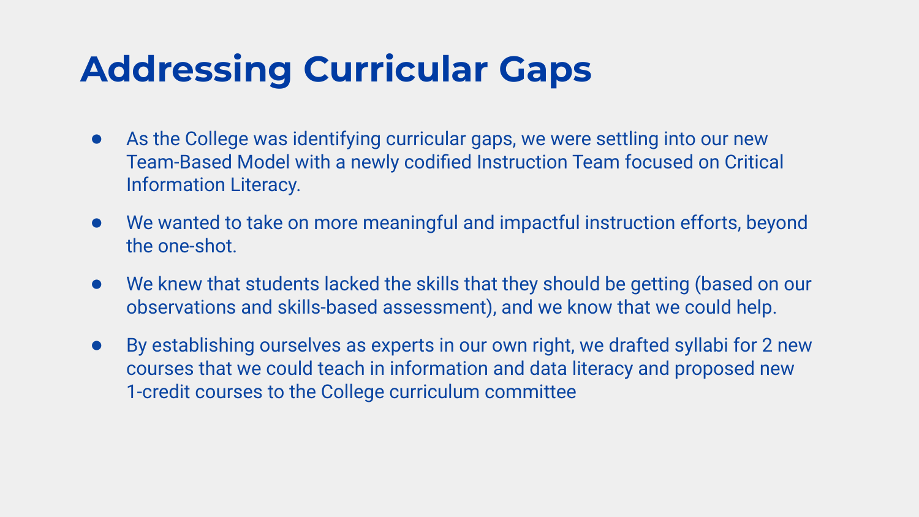# Addressing Curricular Gaps

- As the College was identifying curricular gaps, we were settling into our new Team-Based Model with a newly codified Instruction Team focused on Critical Information Literacy.
- We wanted to take on more meaningful and impactful instruction efforts, beyond the one-shot.
- We knew that students lacked the skills that they should be getting (based on our observations and skills-based assessment), and we know that we could help.
- By establishing ourselves as experts in our own right, we drafted syllabi for 2 new courses that we could teach in information and data literacy and proposed new 1-credit courses to the College curriculum committee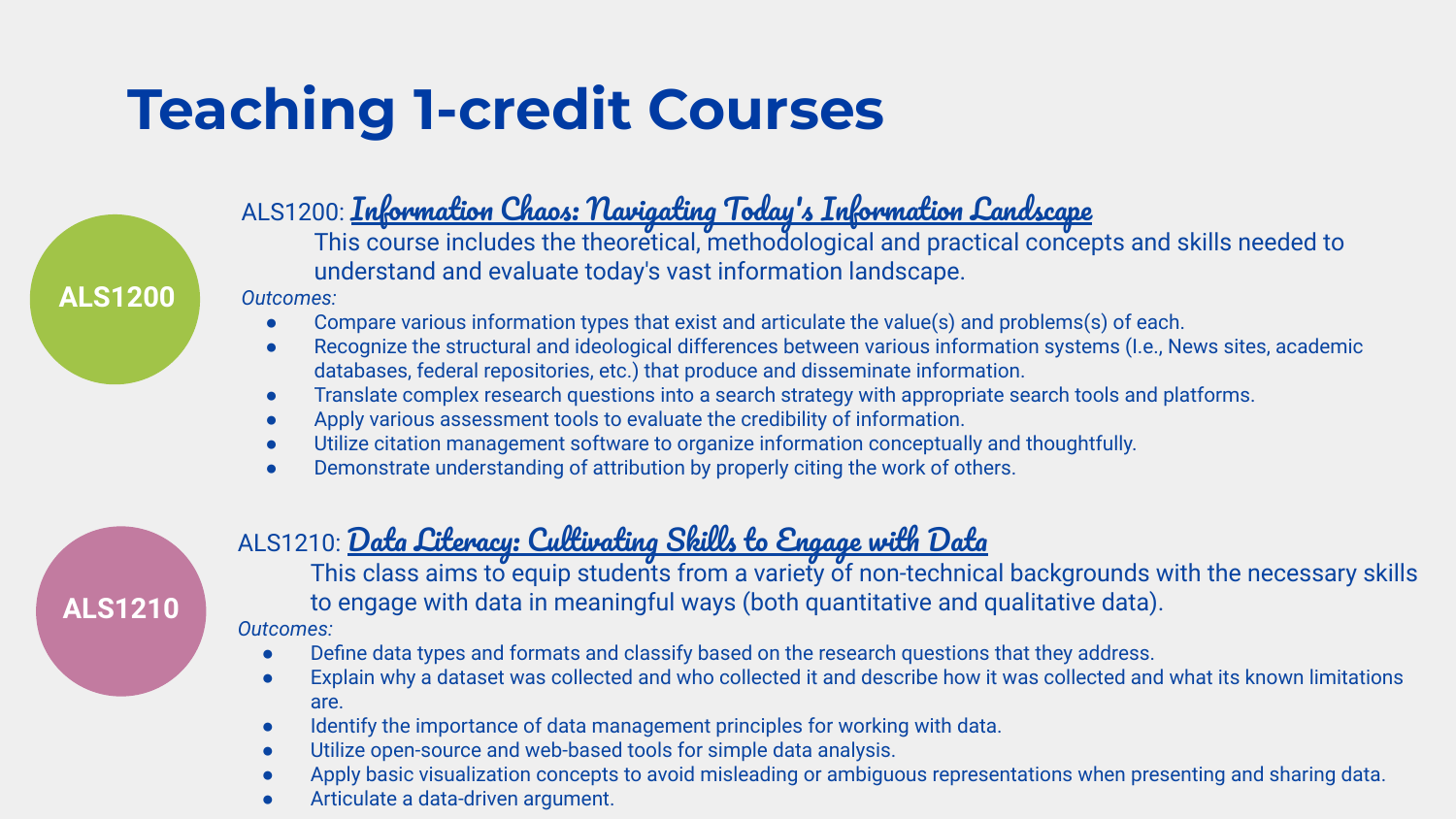# Teaching 1-credit Courses

**ALS1200**

ALS1200: **Information Chaos: Navigating Today's Information Landscape**

This course includes the theoretical, methodological and practical concepts and skills needed to understand and evaluate today's vast information landscape.

*Outcomes:*

- Compare various information types that exist and articulate the value(s) and problems(s) of each.
- Recognize the structural and ideological differences between various information systems (I.e., News sites, academic databases, federal repositories, etc.) that produce and disseminate information.
- Translate complex research questions into a search strategy with appropriate search tools and platforms.
- Apply various assessment tools to evaluate the credibility of information.
- Utilize citation management software to organize information conceptually and thoughtfully.
- Demonstrate understanding of attribution by properly citing the work of others.

**ALS1210**

ALS1210: **Data Literacy: Cultivating Skills to Engage with Data**

This class aims to equip students from a variety of non-technical backgrounds with the necessary skills to engage with data in meaningful ways (both quantitative and qualitative data).

*Outcomes:*

- Define data types and formats and classify based on the research questions that they address.
- Explain why a dataset was collected and who collected it and describe how it was collected and what its known limitations are.
- Identify the importance of data management principles for working with data.
- Utilize open-source and web-based tools for simple data analysis.
- Apply basic visualization concepts to avoid misleading or ambiguous representations when presenting and sharing data.
- Articulate a data-driven argument.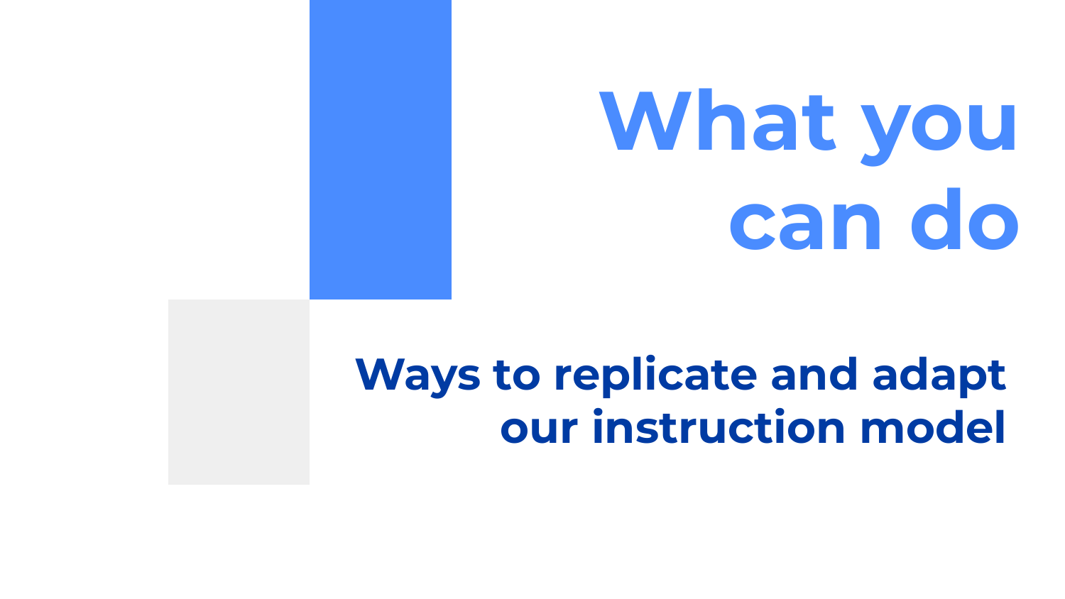# What you can do

## Ways to replicate and adapt our instruction model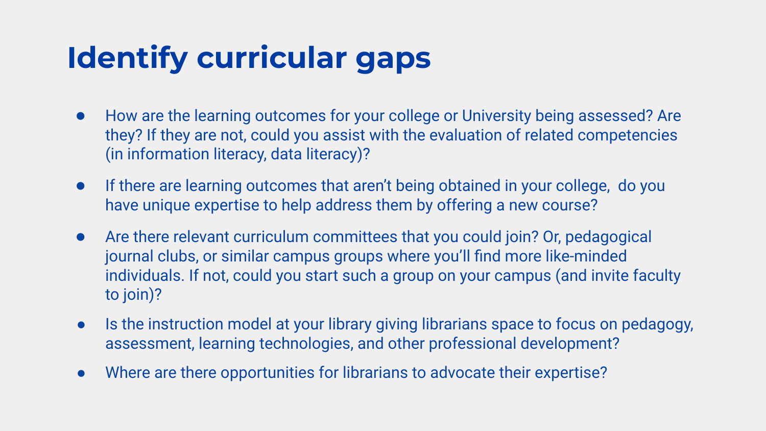# Identify curricular gaps

- How are the learning outcomes for your college or University being assessed? Are they? If they are not, could you assist with the evaluation of related competencies (in information literacy, data literacy)?
- If there are learning outcomes that aren't being obtained in your college, do you have unique expertise to help address them by offering a new course?
- Are there relevant curriculum committees that you could join? Or, pedagogical journal clubs, or similar campus groups where you'll find more like-minded individuals. If not, could you start such a group on your campus (and invite faculty to join)?
- Is the instruction model at your library giving librarians space to focus on pedagogy, assessment, learning technologies, and other professional development?
- Where are there opportunities for librarians to advocate their expertise?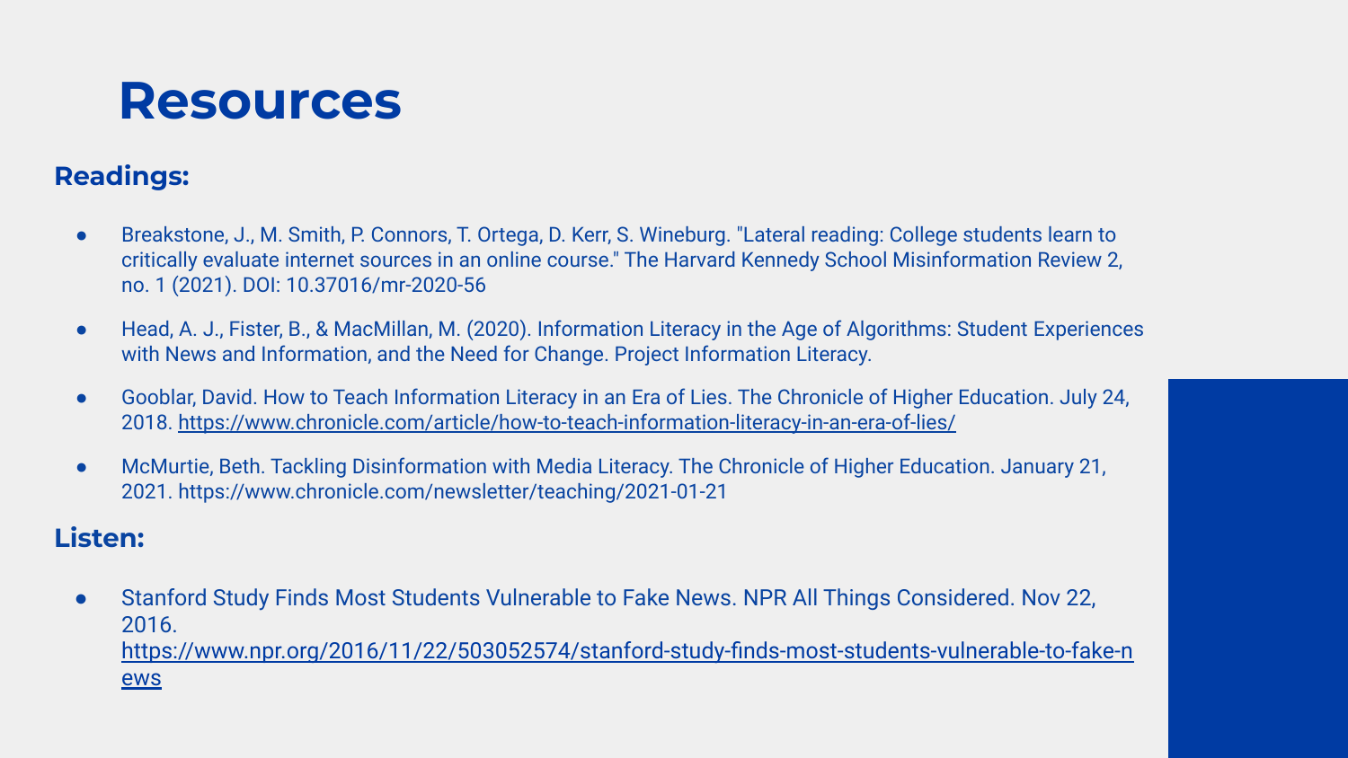# Resources

## Readings:

- Breakstone, J., M. Smith, P. Connors, T. Ortega, D. Kerr, S. Wineburg. "Lateral reading: College students learn to critically evaluate internet sources in an online course." The Harvard Kennedy School Misinformation Review 2, no. 1 (2021). DOI: 10.37016/mr-2020-56
- Head, A. J., Fister, B., & MacMillan, M. (2020). Information Literacy in the Age of Algorithms: Student Experiences with News and Information, and the Need for Change. Project Information Literacy.
- Gooblar, David. How to Teach Information Literacy in an Era of Lies. The Chronicle of Higher Education. July 24, 2018. https://www.chronicle.com/article/how-to-teach-information-literacy-in-an-era-of-lies/
- McMurtie, Beth. Tackling Disinformation with Media Literacy. The Chronicle of Higher Education. January 21, 2021. https://www.chronicle.com/newsletter/teaching/2021-01-21

## Listen:

- Stanford Study Finds Most Students Vulnerable to Fake News. NPR All Things Considered. Nov 22, 2016. https://www.npr.org/2016/11/22/503052574/stanford-study-finds-most-students-vulnerable-to-fake-news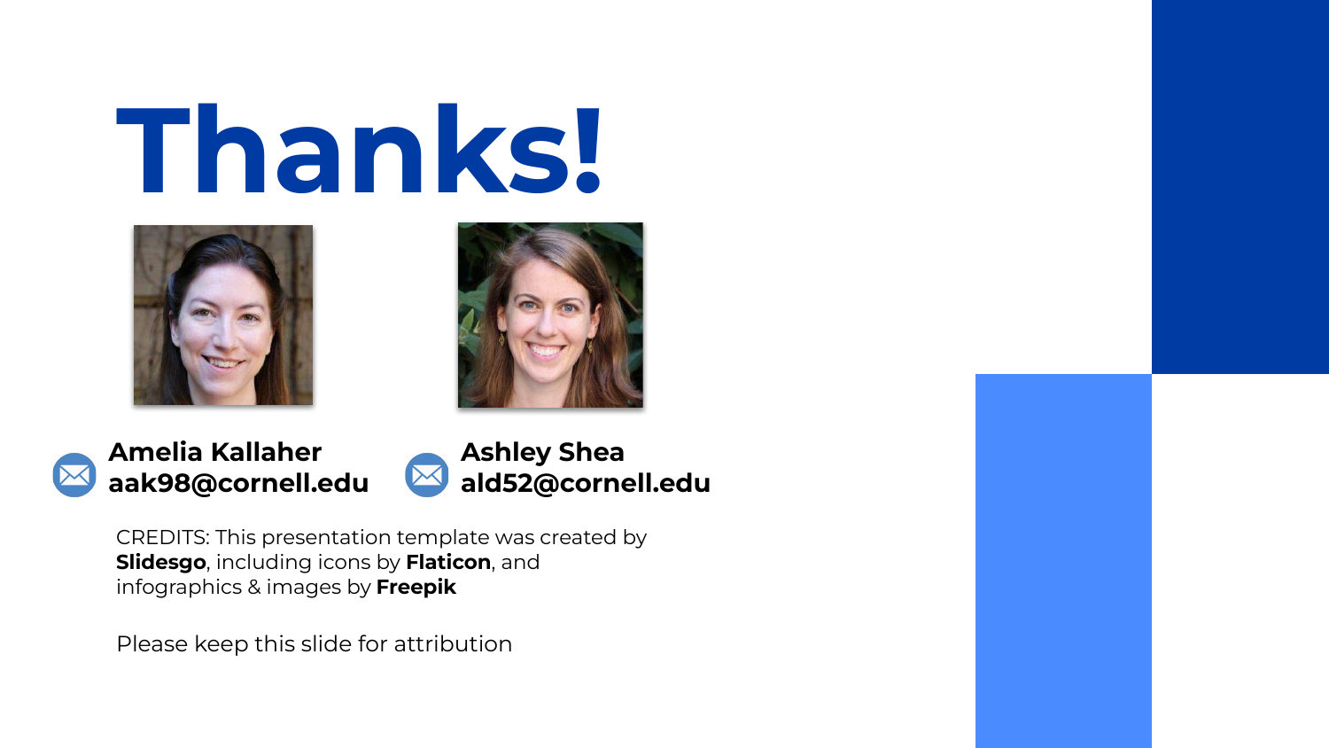# Thanks!

**Amelia Kallaher**
**aak98@cornell.edu**

**Ashley Shea**
**ald52@cornell.edu**

CREDITS: This presentation template was created by **Slidesgo**, including icons by **Flaticon**, and infographics & images by **Freepik**

Please keep this slide for attribution